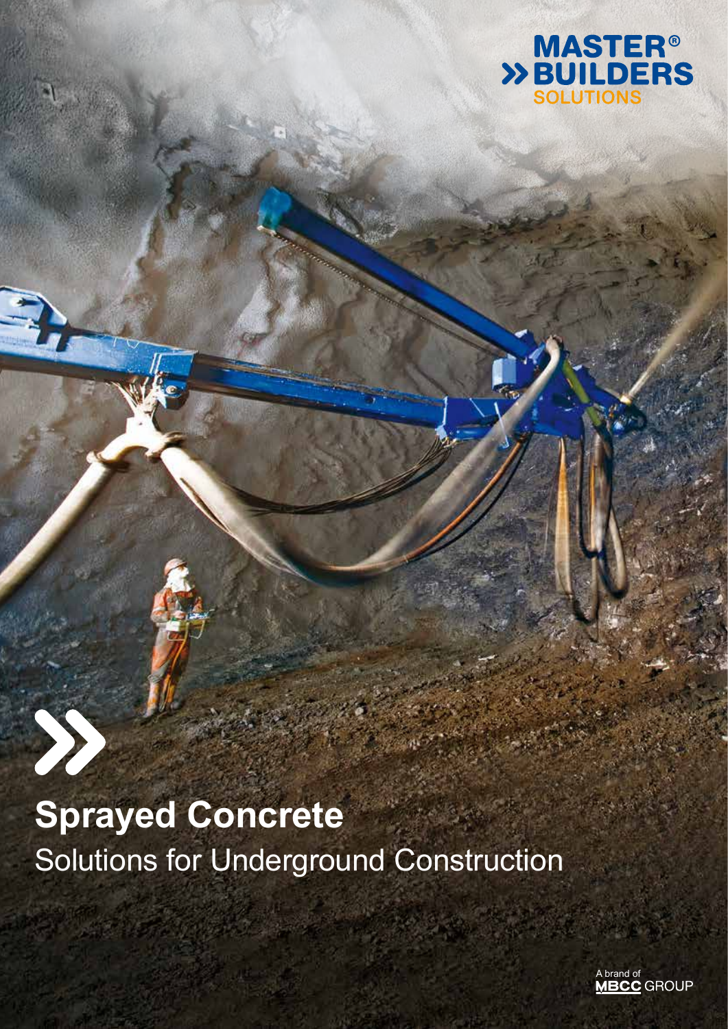MASTER®
BUILDERS
SOLUTIONS

# Sprayed Concrete

## Solutions for Underground Construction

A brand of MBCC GROUP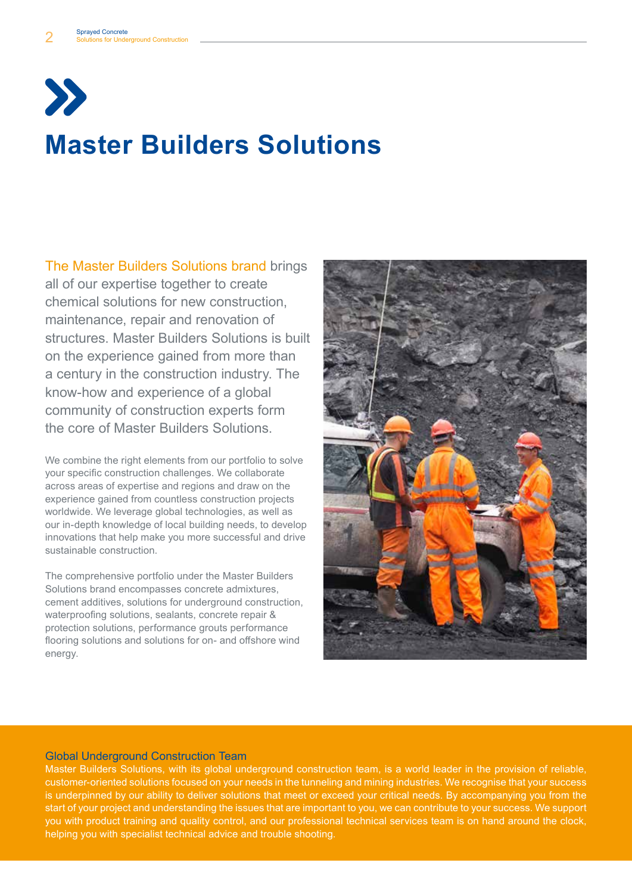# Master Builders Solutions

The Master Builders Solutions brand brings all of our expertise together to create chemical solutions for new construction, maintenance, repair and renovation of structures. Master Builders Solutions is built on the experience gained from more than a century in the construction industry. The know-how and experience of a global community of construction experts form the core of Master Builders Solutions.

We combine the right elements from our portfolio to solve your specific construction challenges. We collaborate across areas of expertise and regions and draw on the experience gained from countless construction projects worldwide. We leverage global technologies, as well as our in-depth knowledge of local building needs, to develop innovations that help make you more successful and drive sustainable construction.

The comprehensive portfolio under the Master Builders Solutions brand encompasses concrete admixtures, cement additives, solutions for underground construction, waterproofing solutions, sealants, concrete repair & protection solutions, performance grouts performance flooring solutions and solutions for on- and offshore wind energy.

## Global Underground Construction Team

Master Builders Solutions, with its global underground construction team, is a world leader in the provision of reliable, customer-oriented solutions focused on your needs in the tunneling and mining industries. We recognise that your success is underpinned by our ability to deliver solutions that meet or exceed your critical needs. By accompanying you from the start of your project and understanding the issues that are important to you, we can contribute to your success. We support you with product training and quality control, and our professional technical services team is on hand around the clock, helping you with specialist technical advice and trouble shooting.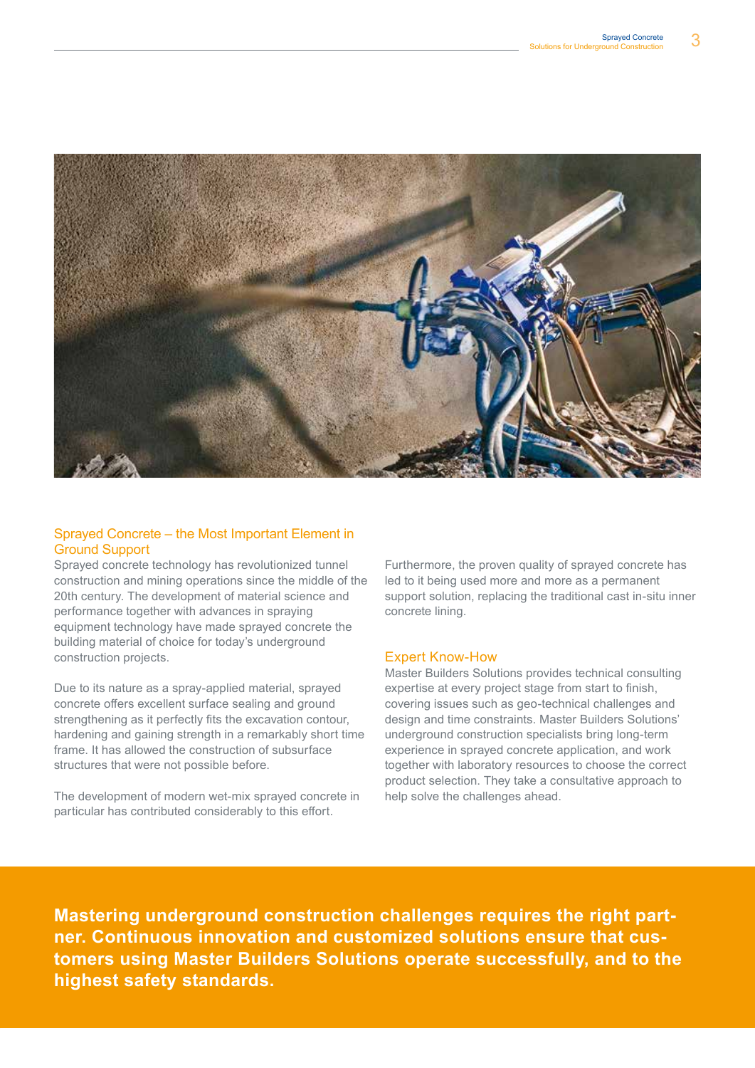## Sprayed Concrete – the Most Important Element in Ground Support

Sprayed concrete technology has revolutionized tunnel construction and mining operations since the middle of the 20th century. The development of material science and performance together with advances in spraying equipment technology have made sprayed concrete the building material of choice for today's underground construction projects.

Due to its nature as a spray-applied material, sprayed concrete offers excellent surface sealing and ground strengthening as it perfectly fits the excavation contour, hardening and gaining strength in a remarkably short time frame. It has allowed the construction of subsurface structures that were not possible before.

The development of modern wet-mix sprayed concrete in particular has contributed considerably to this effort.

Furthermore, the proven quality of sprayed concrete has led to it being used more and more as a permanent support solution, replacing the traditional cast in-situ inner concrete lining.

## Expert Know-How

Master Builders Solutions provides technical consulting expertise at every project stage from start to finish, covering issues such as geo-technical challenges and design and time constraints. Master Builders Solutions' underground construction specialists bring long-term experience in sprayed concrete application, and work together with laboratory resources to choose the correct product selection. They take a consultative approach to help solve the challenges ahead.

**Mastering underground construction challenges requires the right partner. Continuous innovation and customized solutions ensure that customers using Master Builders Solutions operate successfully, and to the highest safety standards.**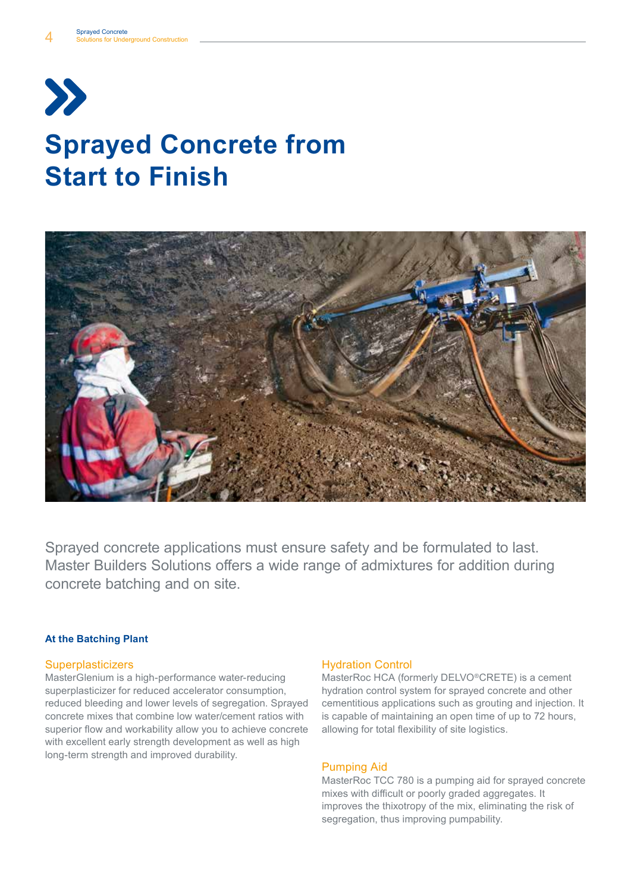# Sprayed Concrete from Start to Finish

Sprayed concrete applications must ensure safety and be formulated to last. Master Builders Solutions offers a wide range of admixtures for addition during concrete batching and on site.

**At the Batching Plant**

### Superplasticizers

MasterGlenium is a high-performance water-reducing superplasticizer for reduced accelerator consumption, reduced bleeding and lower levels of segregation. Sprayed concrete mixes that combine low water/cement ratios with superior flow and workability allow you to achieve concrete with excellent early strength development as well as high long-term strength and improved durability.

### Hydration Control

MasterRoc HCA (formerly DELVO®CRETE) is a cement hydration control system for sprayed concrete and other cementitious applications such as grouting and injection. It is capable of maintaining an open time of up to 72 hours, allowing for total flexibility of site logistics.

### Pumping Aid

MasterRoc TCC 780 is a pumping aid for sprayed concrete mixes with difficult or poorly graded aggregates. It improves the thixotropy of the mix, eliminating the risk of segregation, thus improving pumpability.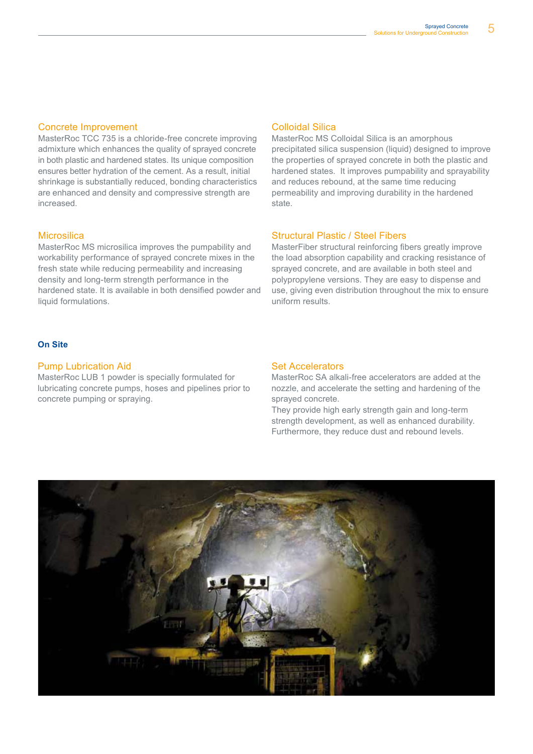### Concrete Improvement

MasterRoc TCC 735 is a chloride-free concrete improving admixture which enhances the quality of sprayed concrete in both plastic and hardened states. Its unique composition ensures better hydration of the cement. As a result, initial shrinkage is substantially reduced, bonding characteristics are enhanced and density and compressive strength are increased.

### Colloidal Silica

MasterRoc MS Colloidal Silica is an amorphous precipitated silica suspension (liquid) designed to improve the properties of sprayed concrete in both the plastic and hardened states. It improves pumpability and sprayability and reduces rebound, at the same time reducing permeability and improving durability in the hardened state.

### Microsilica

MasterRoc MS microsilica improves the pumpability and workability performance of sprayed concrete mixes in the fresh state while reducing permeability and increasing density and long-term strength performance in the hardened state. It is available in both densified powder and liquid formulations.

### Structural Plastic / Steel Fibers

MasterFiber structural reinforcing fibers greatly improve the load absorption capability and cracking resistance of sprayed concrete, and are available in both steel and polypropylene versions. They are easy to dispense and use, giving even distribution throughout the mix to ensure uniform results.

## On Site

### Pump Lubrication Aid

MasterRoc LUB 1 powder is specially formulated for lubricating concrete pumps, hoses and pipelines prior to concrete pumping or spraying.

### Set Accelerators

MasterRoc SA alkali-free accelerators are added at the nozzle, and accelerate the setting and hardening of the sprayed concrete.
They provide high early strength gain and long-term strength development, as well as enhanced durability. Furthermore, they reduce dust and rebound levels.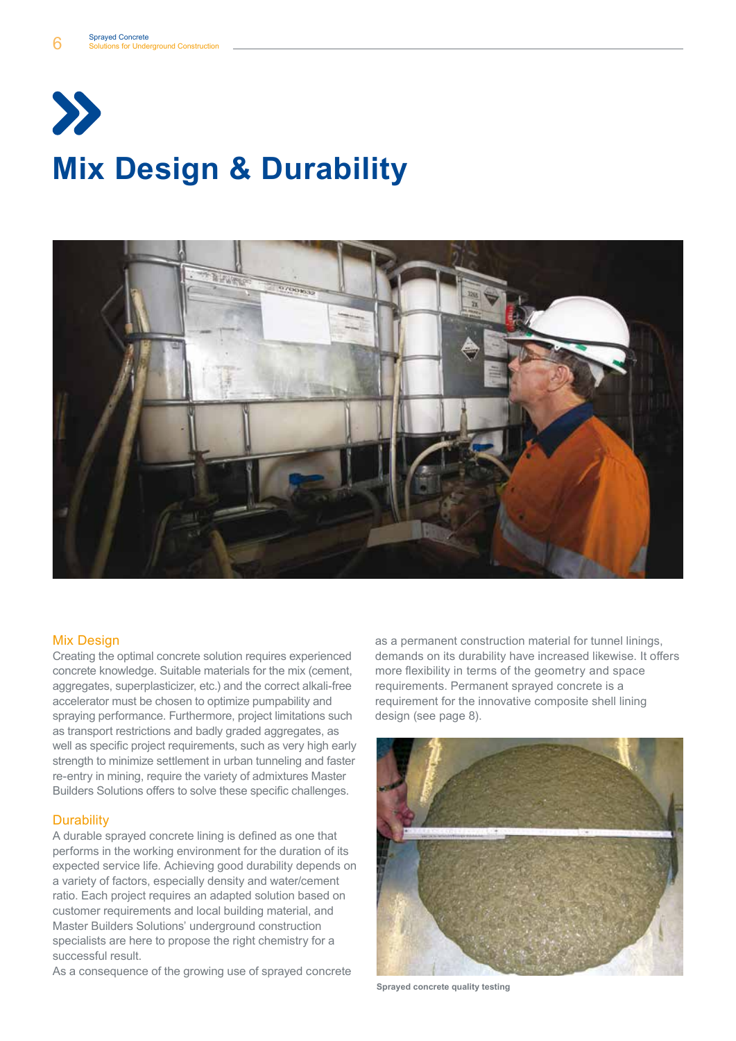# Mix Design & Durability

## Mix Design

Creating the optimal concrete solution requires experienced concrete knowledge. Suitable materials for the mix (cement, aggregates, superplasticizer, etc.) and the correct alkali-free accelerator must be chosen to optimize pumpability and spraying performance. Furthermore, project limitations such as transport restrictions and badly graded aggregates, as well as specific project requirements, such as very high early strength to minimize settlement in urban tunneling and faster re-entry in mining, require the variety of admixtures Master Builders Solutions offers to solve these specific challenges.

## Durability

A durable sprayed concrete lining is defined as one that performs in the working environment for the duration of its expected service life. Achieving good durability depends on a variety of factors, especially density and water/cement ratio. Each project requires an adapted solution based on customer requirements and local building material, and Master Builders Solutions' underground construction specialists are here to propose the right chemistry for a successful result.

As a consequence of the growing use of sprayed concrete as a permanent construction material for tunnel linings, demands on its durability have increased likewise. It offers more flexibility in terms of the geometry and space requirements. Permanent sprayed concrete is a requirement for the innovative composite shell lining design (see page 8).

Sprayed concrete quality testing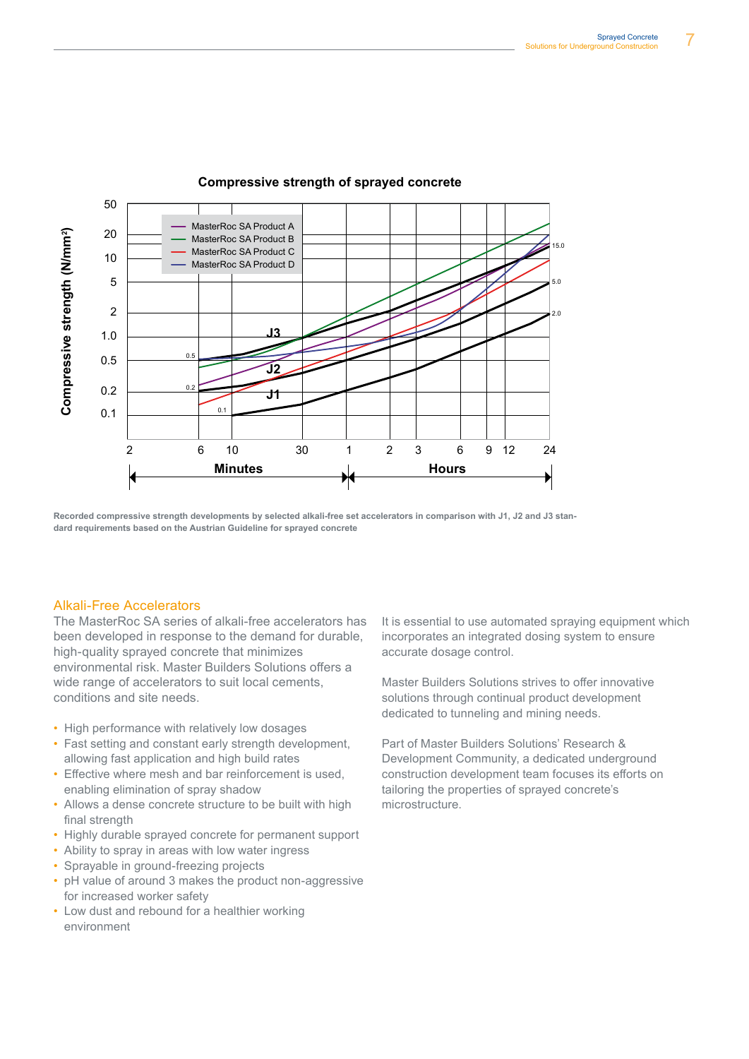**Compressive strength of sprayed concrete**

Recorded compressive strength developments by selected alkali-free set accelerators in comparison with J1, J2 and J3 standard requirements based on the Austrian Guideline for sprayed concrete

## Alkali-Free Accelerators

The MasterRoc SA series of alkali-free accelerators has been developed in response to the demand for durable, high-quality sprayed concrete that minimizes environmental risk. Master Builders Solutions offers a wide range of accelerators to suit local cements, conditions and site needs.

- High performance with relatively low dosages
- Fast setting and constant early strength development, allowing fast application and high build rates
- Effective where mesh and bar reinforcement is used, enabling elimination of spray shadow
- Allows a dense concrete structure to be built with high final strength
- Highly durable sprayed concrete for permanent support
- Ability to spray in areas with low water ingress
- Sprayable in ground-freezing projects
- pH value of around 3 makes the product non-aggressive for increased worker safety
- Low dust and rebound for a healthier working environment

It is essential to use automated spraying equipment which incorporates an integrated dosing system to ensure accurate dosage control.

Master Builders Solutions strives to offer innovative solutions through continual product development dedicated to tunneling and mining needs.

Part of Master Builders Solutions' Research & Development Community, a dedicated underground construction development team focuses its efforts on tailoring the properties of sprayed concrete's microstructure.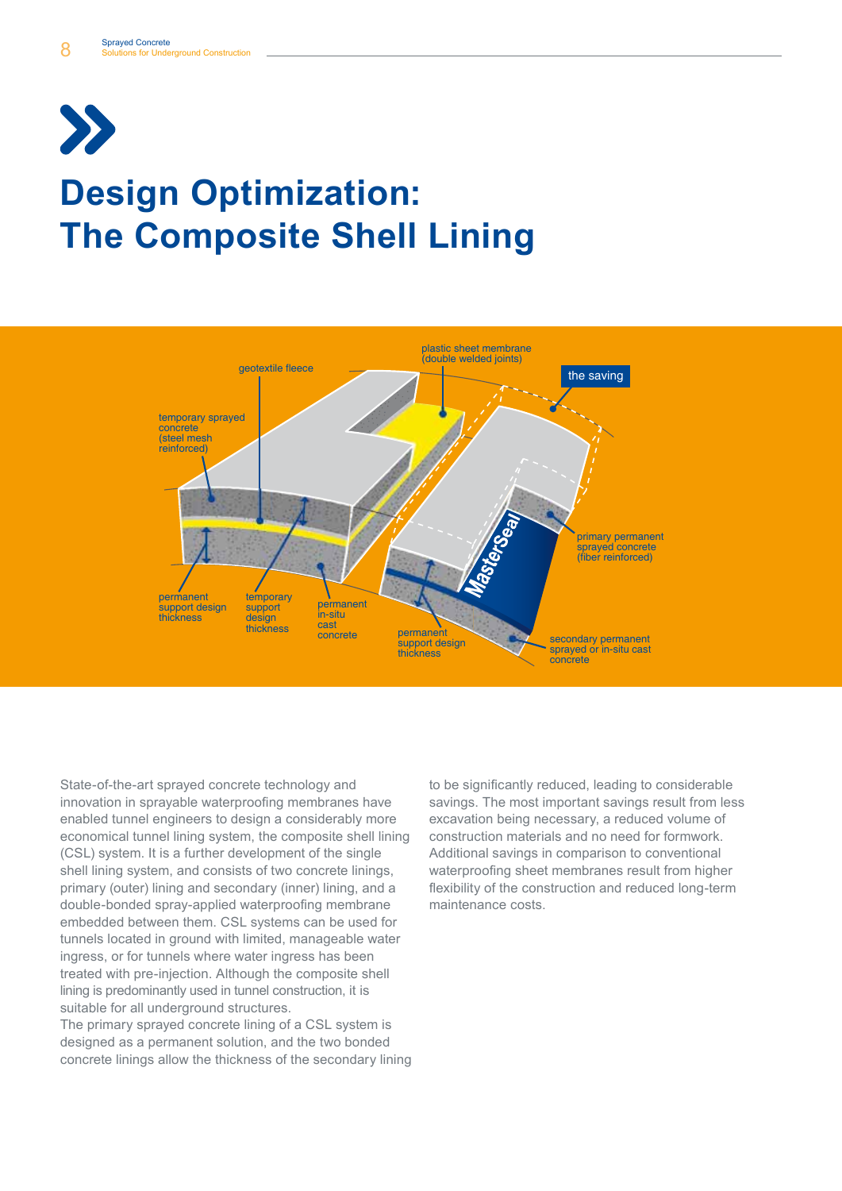# Design Optimization: The Composite Shell Lining

geotextile fleece

plastic sheet membrane (double welded joints)

the saving

temporary sprayed concrete (steel mesh reinforced)

primary permanent sprayed concrete (fiber reinforced)

MasterSeal

permanent support design thickness

temporary support design thickness

permanent in-situ cast concrete

permanent support design thickness

secondary permanent sprayed or in-situ cast concrete

State-of-the-art sprayed concrete technology and innovation in sprayable waterproofing membranes have enabled tunnel engineers to design a considerably more economical tunnel lining system, the composite shell lining (CSL) system. It is a further development of the single shell lining system, and consists of two concrete linings, primary (outer) lining and secondary (inner) lining, and a double-bonded spray-applied waterproofing membrane embedded between them. CSL systems can be used for tunnels located in ground with limited, manageable water ingress, or for tunnels where water ingress has been treated with pre-injection. Although the composite shell lining is predominantly used in tunnel construction, it is suitable for all underground structures.

The primary sprayed concrete lining of a CSL system is designed as a permanent solution, and the two bonded concrete linings allow the thickness of the secondary lining to be significantly reduced, leading to considerable savings. The most important savings result from less excavation being necessary, a reduced volume of construction materials and no need for formwork. Additional savings in comparison to conventional waterproofing sheet membranes result from higher flexibility of the construction and reduced long-term maintenance costs.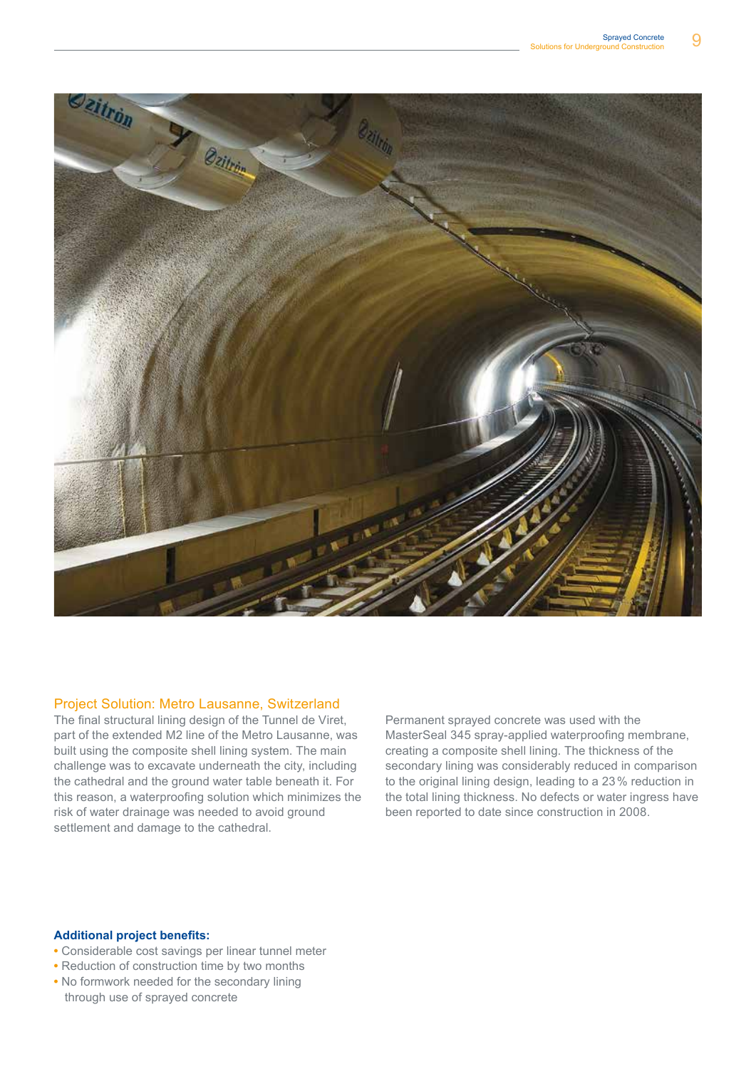## Project Solution: Metro Lausanne, Switzerland

The final structural lining design of the Tunnel de Viret, part of the extended M2 line of the Metro Lausanne, was built using the composite shell lining system. The main challenge was to excavate underneath the city, including the cathedral and the ground water table beneath it. For this reason, a waterproofing solution which minimizes the risk of water drainage was needed to avoid ground settlement and damage to the cathedral.

Permanent sprayed concrete was used with the MasterSeal 345 spray-applied waterproofing membrane, creating a composite shell lining. The thickness of the secondary lining was considerably reduced in comparison to the original lining design, leading to a 23 % reduction in the total lining thickness. No defects or water ingress have been reported to date since construction in 2008.

**Additional project benefits:**

- Considerable cost savings per linear tunnel meter
- Reduction of construction time by two months
- No formwork needed for the secondary lining through use of sprayed concrete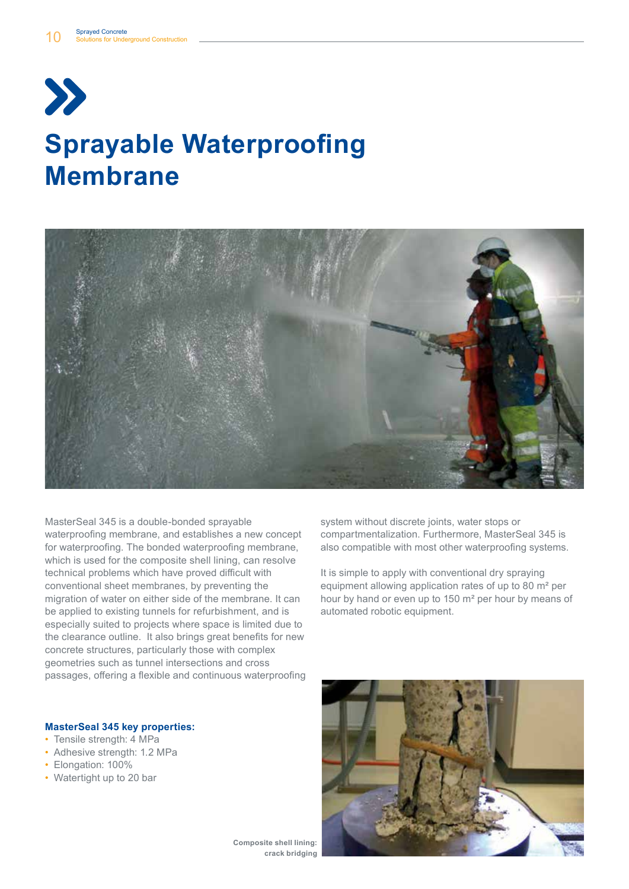# Sprayable Waterproofing Membrane

MasterSeal 345 is a double-bonded sprayable waterproofing membrane, and establishes a new concept for waterproofing. The bonded waterproofing membrane, which is used for the composite shell lining, can resolve technical problems which have proved difficult with conventional sheet membranes, by preventing the migration of water on either side of the membrane. It can be applied to existing tunnels for refurbishment, and is especially suited to projects where space is limited due to the clearance outline. It also brings great benefits for new concrete structures, particularly those with complex geometries such as tunnel intersections and cross passages, offering a flexible and continuous waterproofing system without discrete joints, water stops or compartmentalization. Furthermore, MasterSeal 345 is also compatible with most other waterproofing systems.

It is simple to apply with conventional dry spraying equipment allowing application rates of up to 80 m² per hour by hand or even up to 150 m² per hour by means of automated robotic equipment.

**MasterSeal 345 key properties:**

- Tensile strength: 4 MPa
- Adhesive strength: 1.2 MPa
- Elongation: 100%
- Watertight up to 20 bar

**Composite shell lining: crack bridging**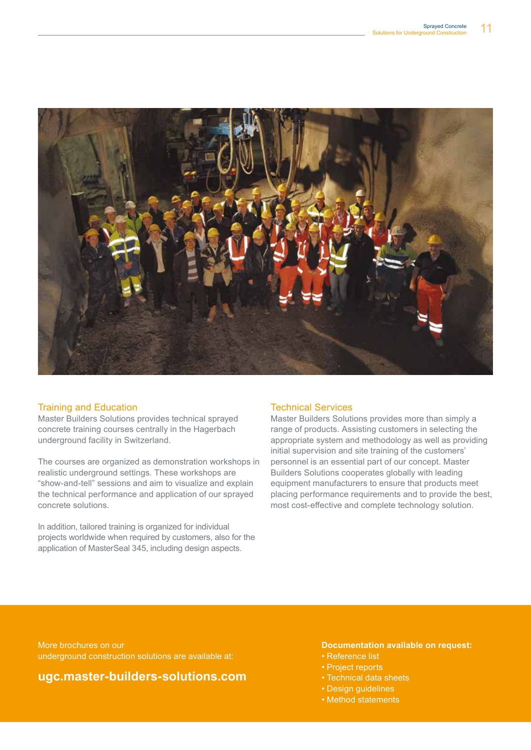## Training and Education

Master Builders Solutions provides technical sprayed concrete training courses centrally in the Hagerbach underground facility in Switzerland.

The courses are organized as demonstration workshops in realistic underground settings. These workshops are “show-and-tell” sessions and aim to visualize and explain the technical performance and application of our sprayed concrete solutions.

In addition, tailored training is organized for individual projects worldwide when required by customers, also for the application of MasterSeal 345, including design aspects.

## Technical Services

Master Builders Solutions provides more than simply a range of products. Assisting customers in selecting the appropriate system and methodology as well as providing initial supervision and site training of the customers' personnel is an essential part of our concept. Master Builders Solutions cooperates globally with leading equipment manufacturers to ensure that products meet placing performance requirements and to provide the best, most cost-effective and complete technology solution.

More brochures on our underground construction solutions are available at:

**ugc.master-builders-solutions.com**

**Documentation available on request:**

- Reference list
- Project reports
- Technical data sheets
- Design guidelines
- Method statements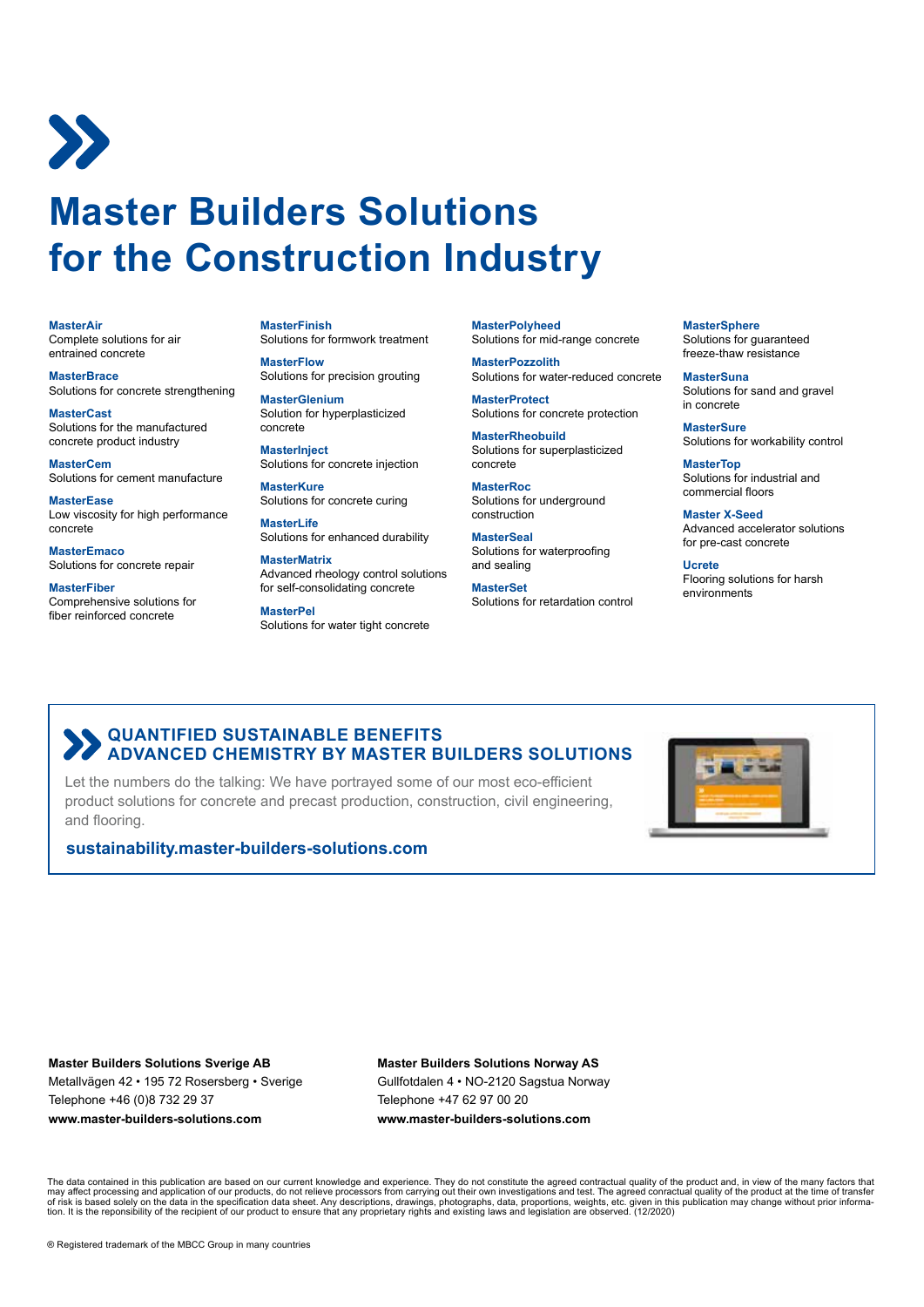# Master Builders Solutions for the Construction Industry

**MasterAir**
Complete solutions for air entrained concrete

**MasterBrace**
Solutions for concrete strengthening

**MasterCast**
Solutions for the manufactured concrete product industry

**MasterCem**
Solutions for cement manufacture

**MasterEase**
Low viscosity for high performance concrete

**MasterEmaco**
Solutions for concrete repair

**MasterFiber**
Comprehensive solutions for fiber reinforced concrete

**MasterFinish**
Solutions for formwork treatment

**MasterFlow**
Solutions for precision grouting

**MasterGlenium**
Solution for hyperplasticized concrete

**MasterInject**
Solutions for concrete injection

**MasterKure**
Solutions for concrete curing

**MasterLife**
Solutions for enhanced durability

**MasterMatrix**
Advanced rheology control solutions for self-consolidating concrete

**MasterPel**
Solutions for water tight concrete

**MasterPolyheed**
Solutions for mid-range concrete

**MasterPozzolith**
Solutions for water-reduced concrete

**MasterProtect**
Solutions for concrete protection

**MasterRheobuild**
Solutions for superplasticized concrete

**MasterRoc**
Solutions for underground construction

**MasterSeal**
Solutions for waterproofing and sealing

**MasterSet**
Solutions for retardation control

**MasterSphere**
Solutions for guaranteed freeze-thaw resistance

**MasterSuna**
Solutions for sand and gravel in concrete

**MasterSure**
Solutions for workability control

**MasterTop**
Solutions for industrial and commercial floors

**Master X-Seed**
Advanced accelerator solutions for pre-cast concrete

**Ucrete**
Flooring solutions for harsh environments

## QUANTIFIED SUSTAINABLE BENEFITS ADVANCED CHEMISTRY BY MASTER BUILDERS SOLUTIONS

Let the numbers do the talking: We have portrayed some of our most eco-efficient product solutions for concrete and precast production, construction, civil engineering, and flooring.

**sustainability.master-builders-solutions.com**

**Master Builders Solutions Sverige AB**
Metallvägen 42 • 195 72 Rosersberg • Sverige
Telephone +46 (0)8 732 29 37
**www.master-builders-solutions.com**

**Master Builders Solutions Norway AS**
Gullfotdalen 4 • NO-2120 Sagstua Norway
Telephone +47 62 97 00 20
**www.master-builders-solutions.com**

The data contained in this publication are based on our current knowledge and experience. They do not constitute the agreed contractual quality of the product and, in view of the many factors that may affect processing and application of our products, do not relieve processors from carrying out their own investigations and test. The agreed conractual quality of the product at the time of transfer of risk is based solely on the data in the specification data sheet. Any descriptions, drawings, photographs, data, proportions, weights, etc. given in this publication may change without prior information. It is the reponsibility of the recipient of our product to ensure that any proprietary rights and existing laws and legislation are observed. (12/2020)

® Registered trademark of the MBCC Group in many countries